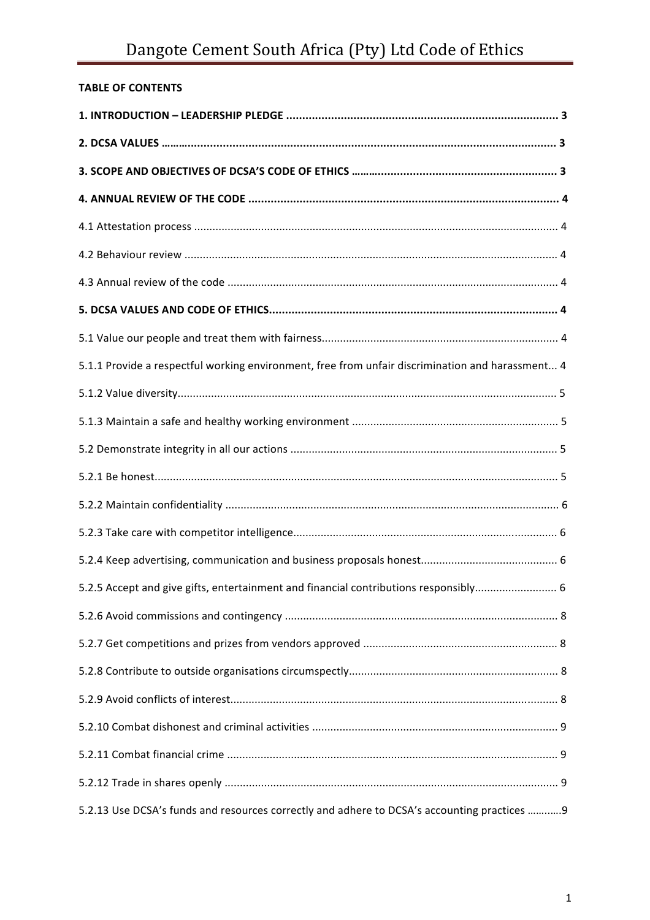# Dangote Cement South Africa (Pty) Ltd Code of Ethics

**TABLE OF CONTENTS**

**1. INTRODUCTION – LEADERSHIP PLEDGE .......... 3**

**2. DCSA VALUES .......... 3**

**3. SCOPE AND OBJECTIVES OF DCSA'S CODE OF ETHICS .......... 3**

**4. ANNUAL REVIEW OF THE CODE .......... 4**

4.1 Attestation process .......... 4

4.2 Behaviour review .......... 4

4.3 Annual review of the code .......... 4

**5. DCSA VALUES AND CODE OF ETHICS .......... 4**

5.1 Value our people and treat them with fairness .......... 4

5.1.1 Provide a respectful working environment, free from unfair discrimination and harassment... 4

5.1.2 Value diversity .......... 5

5.1.3 Maintain a safe and healthy working environment .......... 5

5.2 Demonstrate integrity in all our actions .......... 5

5.2.1 Be honest .......... 5

5.2.2 Maintain confidentiality .......... 6

5.2.3 Take care with competitor intelligence .......... 6

5.2.4 Keep advertising, communication and business proposals honest .......... 6

5.2.5 Accept and give gifts, entertainment and financial contributions responsibly .......... 6

5.2.6 Avoid commissions and contingency .......... 8

5.2.7 Get competitions and prizes from vendors approved .......... 8

5.2.8 Contribute to outside organisations circumspectly .......... 8

5.2.9 Avoid conflicts of interest .......... 8

5.2.10 Combat dishonest and criminal activities .......... 9

5.2.11 Combat financial crime .......... 9

5.2.12 Trade in shares openly .......... 9

5.2.13 Use DCSA's funds and resources correctly and adhere to DCSA's accounting practices .......... 9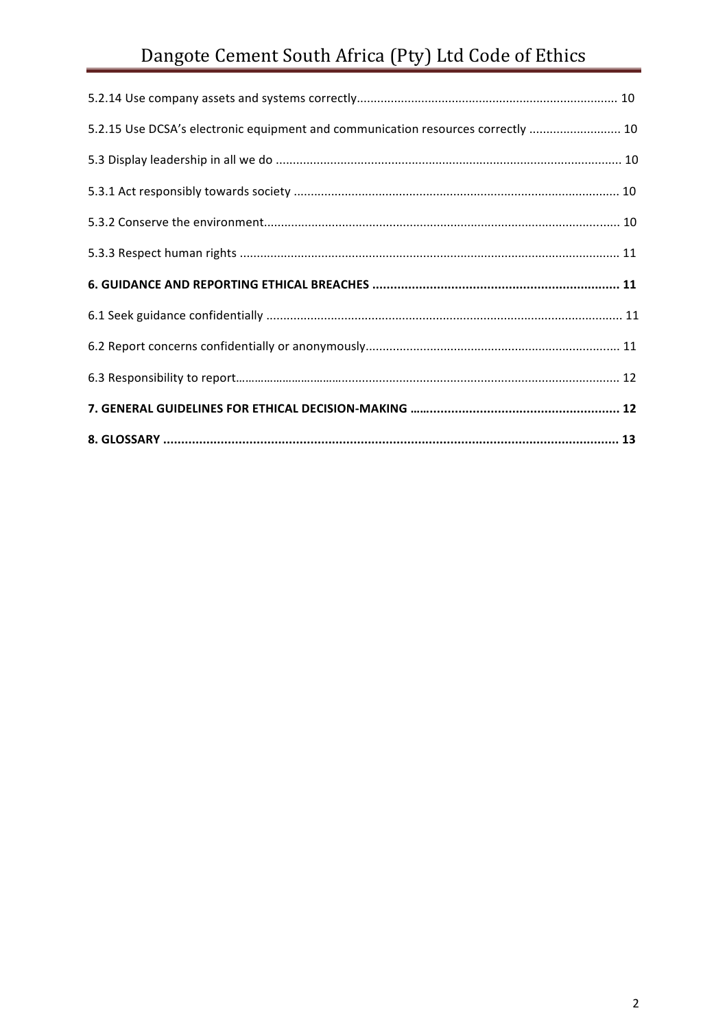5.2.14 Use company assets and systems correctly ........................................................................... 10

5.2.15 Use DCSA's electronic equipment and communication resources correctly .......................... 10

5.3 Display leadership in all we do .................................................................................................... 10

5.3.1 Act responsibly towards society .............................................................................................. 10

5.3.2 Conserve the environment ....................................................................................................... 10

5.3.3 Respect human rights .............................................................................................................. 11

**6. GUIDANCE AND REPORTING ETHICAL BREACHES ..................................................................... 11**

6.1 Seek guidance confidentially ....................................................................................................... 11

6.2 Report concerns confidentially or anonymously ......................................................................... 11

6.3 Responsibility to report .............................................................................................................. 12

**7. GENERAL GUIDELINES FOR ETHICAL DECISION-MAKING .......................................................... 12**

**8. GLOSSARY ............................................................................................................................... 13**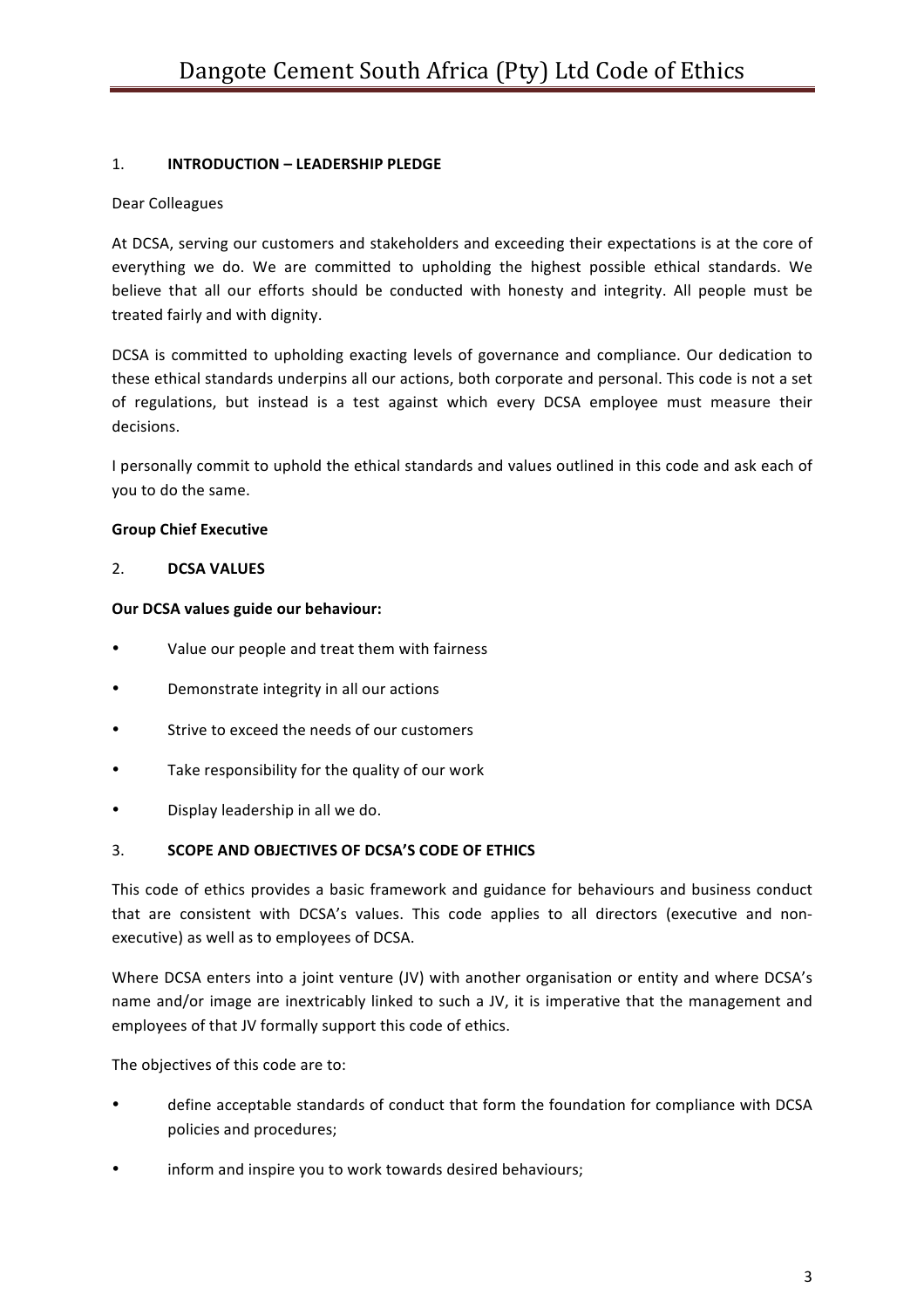## 1. INTRODUCTION – LEADERSHIP PLEDGE

Dear Colleagues

At DCSA, serving our customers and stakeholders and exceeding their expectations is at the core of everything we do. We are committed to upholding the highest possible ethical standards. We believe that all our efforts should be conducted with honesty and integrity. All people must be treated fairly and with dignity.

DCSA is committed to upholding exacting levels of governance and compliance. Our dedication to these ethical standards underpins all our actions, both corporate and personal. This code is not a set of regulations, but instead is a test against which every DCSA employee must measure their decisions.

I personally commit to uphold the ethical standards and values outlined in this code and ask each of you to do the same.

**Group Chief Executive**

## 2. DCSA VALUES

**Our DCSA values guide our behaviour:**

- Value our people and treat them with fairness
- Demonstrate integrity in all our actions
- Strive to exceed the needs of our customers
- Take responsibility for the quality of our work
- Display leadership in all we do.

## 3. SCOPE AND OBJECTIVES OF DCSA'S CODE OF ETHICS

This code of ethics provides a basic framework and guidance for behaviours and business conduct that are consistent with DCSA's values. This code applies to all directors (executive and non-executive) as well as to employees of DCSA.

Where DCSA enters into a joint venture (JV) with another organisation or entity and where DCSA's name and/or image are inextricably linked to such a JV, it is imperative that the management and employees of that JV formally support this code of ethics.

The objectives of this code are to:

- define acceptable standards of conduct that form the foundation for compliance with DCSA policies and procedures;
- inform and inspire you to work towards desired behaviours;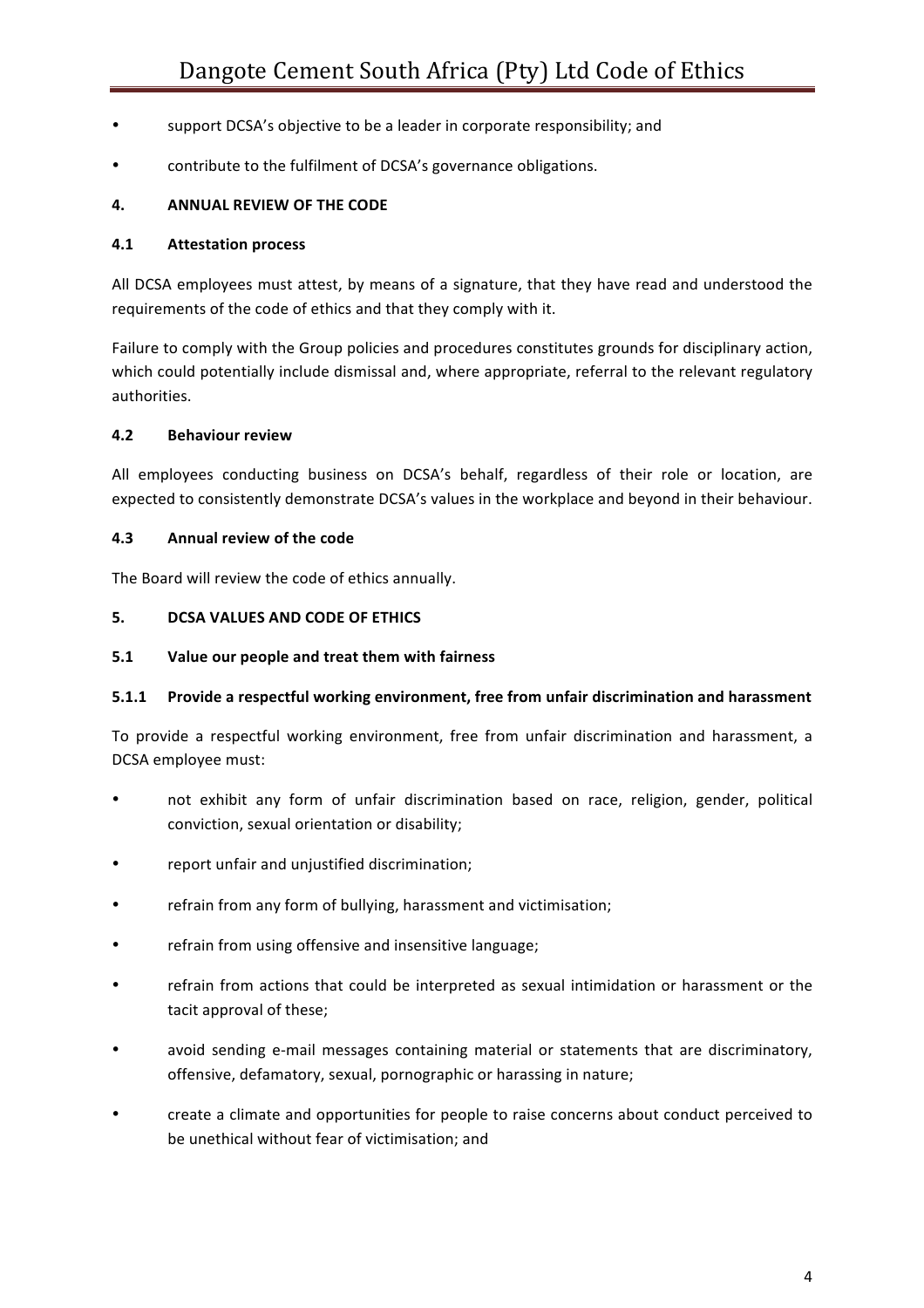- support DCSA's objective to be a leader in corporate responsibility; and
- contribute to the fulfilment of DCSA's governance obligations.

## 4. ANNUAL REVIEW OF THE CODE

### 4.1 Attestation process

All DCSA employees must attest, by means of a signature, that they have read and understood the requirements of the code of ethics and that they comply with it.

Failure to comply with the Group policies and procedures constitutes grounds for disciplinary action, which could potentially include dismissal and, where appropriate, referral to the relevant regulatory authorities.

### 4.2 Behaviour review

All employees conducting business on DCSA's behalf, regardless of their role or location, are expected to consistently demonstrate DCSA's values in the workplace and beyond in their behaviour.

### 4.3 Annual review of the code

The Board will review the code of ethics annually.

## 5. DCSA VALUES AND CODE OF ETHICS

### 5.1 Value our people and treat them with fairness

#### 5.1.1 Provide a respectful working environment, free from unfair discrimination and harassment

To provide a respectful working environment, free from unfair discrimination and harassment, a DCSA employee must:

- not exhibit any form of unfair discrimination based on race, religion, gender, political conviction, sexual orientation or disability;
- report unfair and unjustified discrimination;
- refrain from any form of bullying, harassment and victimisation;
- refrain from using offensive and insensitive language;
- refrain from actions that could be interpreted as sexual intimidation or harassment or the tacit approval of these;
- avoid sending e-mail messages containing material or statements that are discriminatory, offensive, defamatory, sexual, pornographic or harassing in nature;
- create a climate and opportunities for people to raise concerns about conduct perceived to be unethical without fear of victimisation; and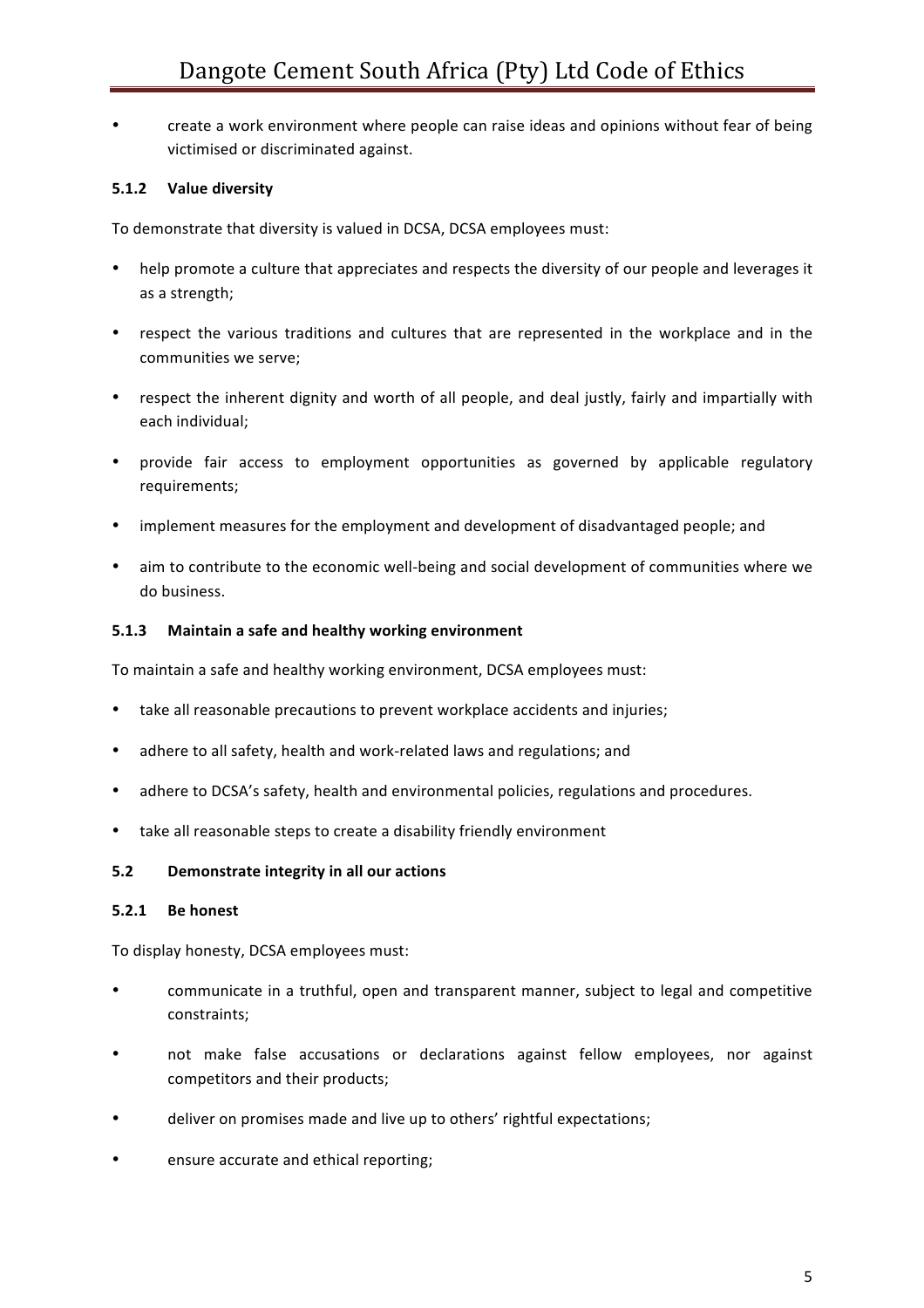- create a work environment where people can raise ideas and opinions without fear of being victimised or discriminated against.

#### 5.1.2 Value diversity

To demonstrate that diversity is valued in DCSA, DCSA employees must:

- help promote a culture that appreciates and respects the diversity of our people and leverages it as a strength;
- respect the various traditions and cultures that are represented in the workplace and in the communities we serve;
- respect the inherent dignity and worth of all people, and deal justly, fairly and impartially with each individual;
- provide fair access to employment opportunities as governed by applicable regulatory requirements;
- implement measures for the employment and development of disadvantaged people; and
- aim to contribute to the economic well-being and social development of communities where we do business.

#### 5.1.3 Maintain a safe and healthy working environment

To maintain a safe and healthy working environment, DCSA employees must:

- take all reasonable precautions to prevent workplace accidents and injuries;
- adhere to all safety, health and work-related laws and regulations; and
- adhere to DCSA's safety, health and environmental policies, regulations and procedures.
- take all reasonable steps to create a disability friendly environment

### 5.2 Demonstrate integrity in all our actions

#### 5.2.1 Be honest

To display honesty, DCSA employees must:

- communicate in a truthful, open and transparent manner, subject to legal and competitive constraints;
- not make false accusations or declarations against fellow employees, nor against competitors and their products;
- deliver on promises made and live up to others' rightful expectations;
- ensure accurate and ethical reporting;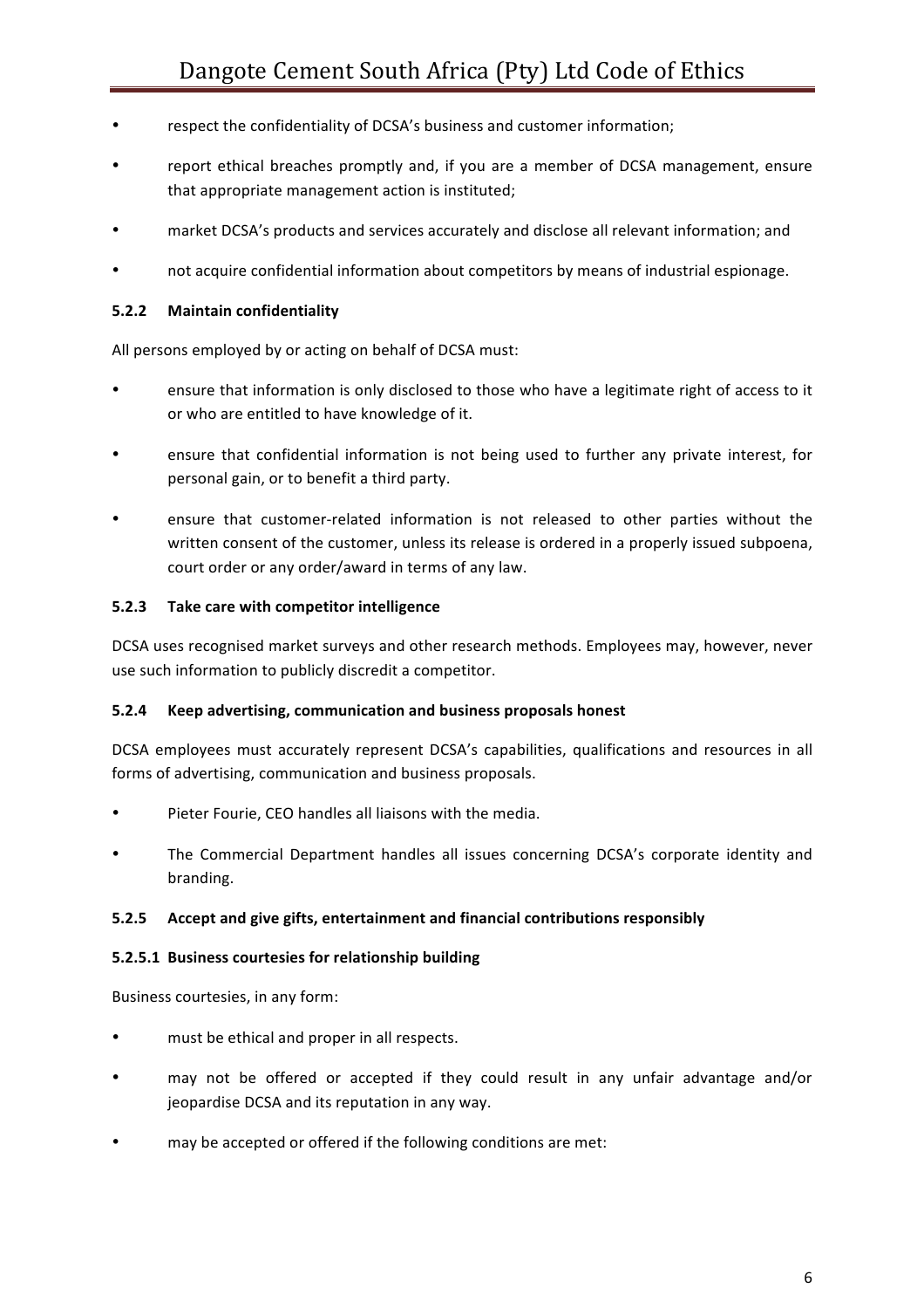- respect the confidentiality of DCSA's business and customer information;
- report ethical breaches promptly and, if you are a member of DCSA management, ensure that appropriate management action is instituted;
- market DCSA's products and services accurately and disclose all relevant information; and
- not acquire confidential information about competitors by means of industrial espionage.

#### 5.2.2 Maintain confidentiality

All persons employed by or acting on behalf of DCSA must:

- ensure that information is only disclosed to those who have a legitimate right of access to it or who are entitled to have knowledge of it.
- ensure that confidential information is not being used to further any private interest, for personal gain, or to benefit a third party.
- ensure that customer-related information is not released to other parties without the written consent of the customer, unless its release is ordered in a properly issued subpoena, court order or any order/award in terms of any law.

#### 5.2.3 Take care with competitor intelligence

DCSA uses recognised market surveys and other research methods. Employees may, however, never use such information to publicly discredit a competitor.

#### 5.2.4 Keep advertising, communication and business proposals honest

DCSA employees must accurately represent DCSA's capabilities, qualifications and resources in all forms of advertising, communication and business proposals.

- Pieter Fourie, CEO handles all liaisons with the media.
- The Commercial Department handles all issues concerning DCSA's corporate identity and branding.

#### 5.2.5 Accept and give gifts, entertainment and financial contributions responsibly

##### 5.2.5.1 Business courtesies for relationship building

Business courtesies, in any form:

- must be ethical and proper in all respects.
- may not be offered or accepted if they could result in any unfair advantage and/or jeopardise DCSA and its reputation in any way.
- may be accepted or offered if the following conditions are met: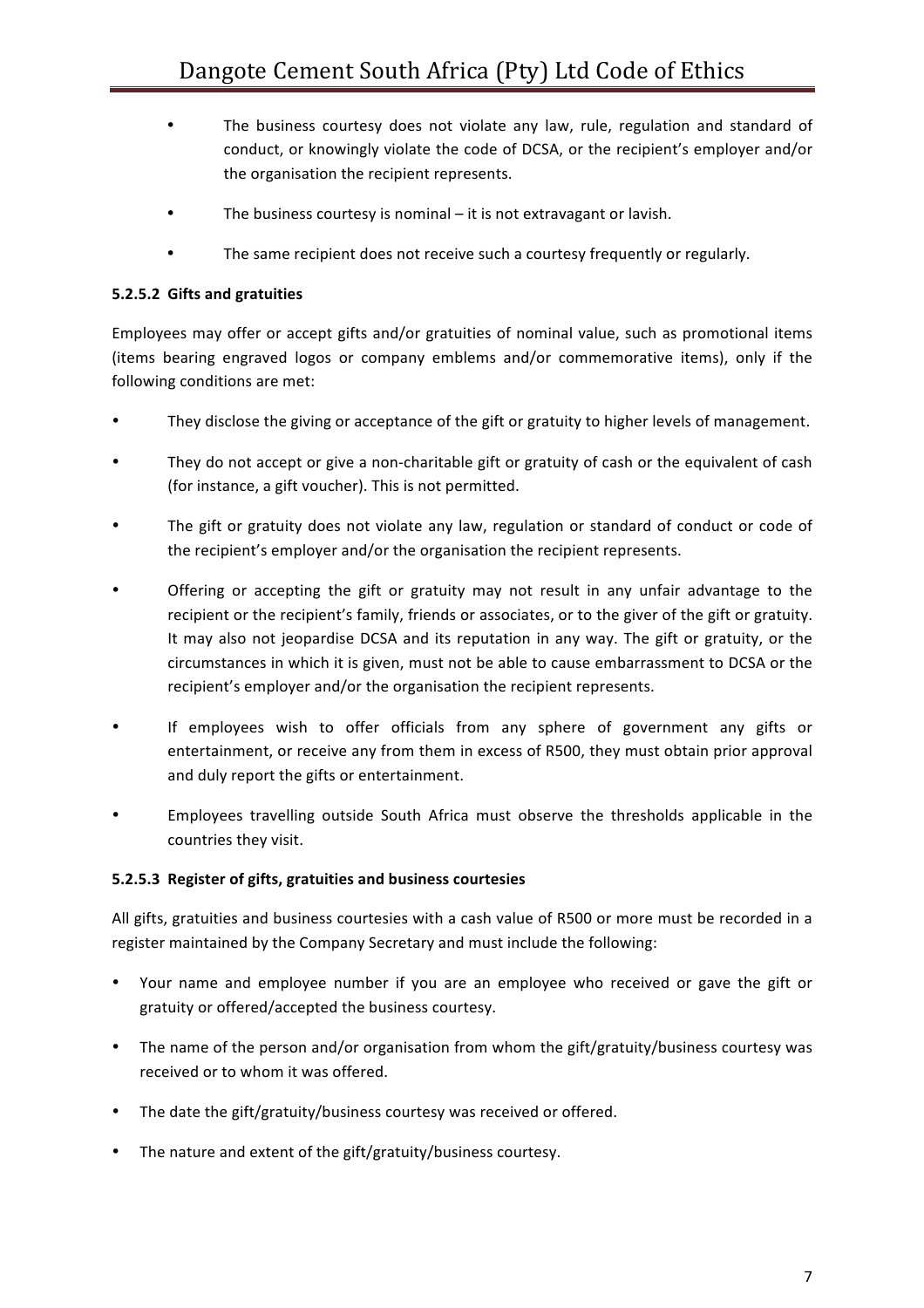- The business courtesy does not violate any law, rule, regulation and standard of conduct, or knowingly violate the code of DCSA, or the recipient's employer and/or the organisation the recipient represents.
- The business courtesy is nominal – it is not extravagant or lavish.
- The same recipient does not receive such a courtesy frequently or regularly.

#### 5.2.5.2 Gifts and gratuities

Employees may offer or accept gifts and/or gratuities of nominal value, such as promotional items (items bearing engraved logos or company emblems and/or commemorative items), only if the following conditions are met:

- They disclose the giving or acceptance of the gift or gratuity to higher levels of management.
- They do not accept or give a non-charitable gift or gratuity of cash or the equivalent of cash (for instance, a gift voucher). This is not permitted.
- The gift or gratuity does not violate any law, regulation or standard of conduct or code of the recipient's employer and/or the organisation the recipient represents.
- Offering or accepting the gift or gratuity may not result in any unfair advantage to the recipient or the recipient's family, friends or associates, or to the giver of the gift or gratuity. It may also not jeopardise DCSA and its reputation in any way. The gift or gratuity, or the circumstances in which it is given, must not be able to cause embarrassment to DCSA or the recipient's employer and/or the organisation the recipient represents.
- If employees wish to offer officials from any sphere of government any gifts or entertainment, or receive any from them in excess of R500, they must obtain prior approval and duly report the gifts or entertainment.
- Employees travelling outside South Africa must observe the thresholds applicable in the countries they visit.

#### 5.2.5.3 Register of gifts, gratuities and business courtesies

All gifts, gratuities and business courtesies with a cash value of R500 or more must be recorded in a register maintained by the Company Secretary and must include the following:

- Your name and employee number if you are an employee who received or gave the gift or gratuity or offered/accepted the business courtesy.
- The name of the person and/or organisation from whom the gift/gratuity/business courtesy was received or to whom it was offered.
- The date the gift/gratuity/business courtesy was received or offered.
- The nature and extent of the gift/gratuity/business courtesy.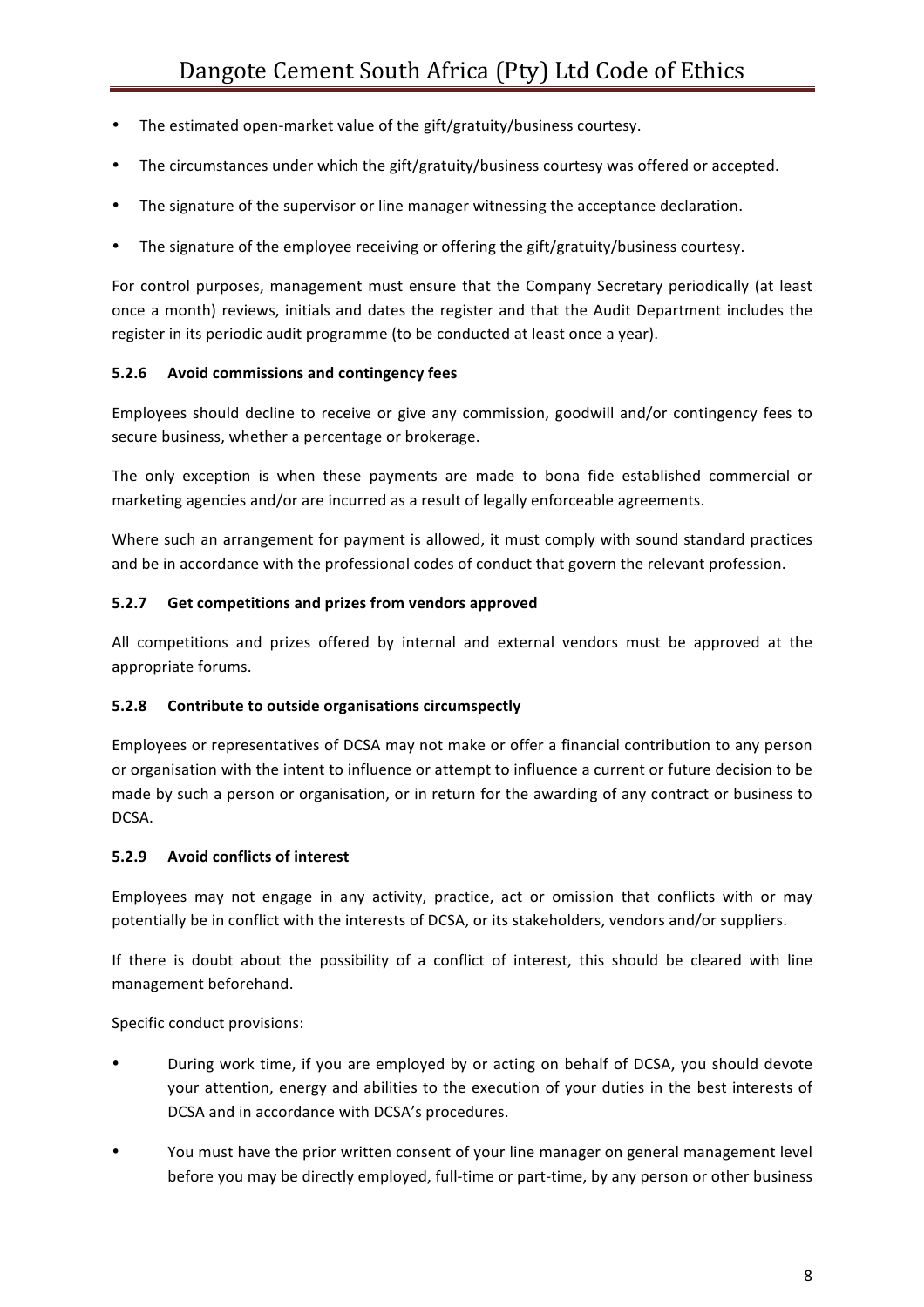- The estimated open-market value of the gift/gratuity/business courtesy.
- The circumstances under which the gift/gratuity/business courtesy was offered or accepted.
- The signature of the supervisor or line manager witnessing the acceptance declaration.
- The signature of the employee receiving or offering the gift/gratuity/business courtesy.

For control purposes, management must ensure that the Company Secretary periodically (at least once a month) reviews, initials and dates the register and that the Audit Department includes the register in its periodic audit programme (to be conducted at least once a year).

#### 5.2.6 Avoid commissions and contingency fees

Employees should decline to receive or give any commission, goodwill and/or contingency fees to secure business, whether a percentage or brokerage.

The only exception is when these payments are made to bona fide established commercial or marketing agencies and/or are incurred as a result of legally enforceable agreements.

Where such an arrangement for payment is allowed, it must comply with sound standard practices and be in accordance with the professional codes of conduct that govern the relevant profession.

#### 5.2.7 Get competitions and prizes from vendors approved

All competitions and prizes offered by internal and external vendors must be approved at the appropriate forums.

#### 5.2.8 Contribute to outside organisations circumspectly

Employees or representatives of DCSA may not make or offer a financial contribution to any person or organisation with the intent to influence or attempt to influence a current or future decision to be made by such a person or organisation, or in return for the awarding of any contract or business to DCSA.

#### 5.2.9 Avoid conflicts of interest

Employees may not engage in any activity, practice, act or omission that conflicts with or may potentially be in conflict with the interests of DCSA, or its stakeholders, vendors and/or suppliers.

If there is doubt about the possibility of a conflict of interest, this should be cleared with line management beforehand.

Specific conduct provisions:

- During work time, if you are employed by or acting on behalf of DCSA, you should devote your attention, energy and abilities to the execution of your duties in the best interests of DCSA and in accordance with DCSA's procedures.
- You must have the prior written consent of your line manager on general management level before you may be directly employed, full-time or part-time, by any person or other business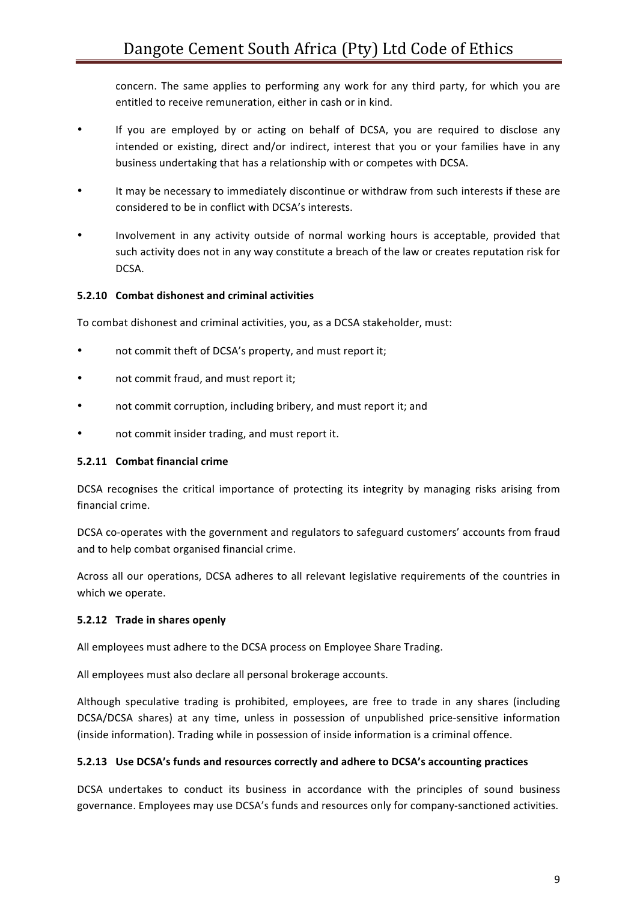concern. The same applies to performing any work for any third party, for which you are entitled to receive remuneration, either in cash or in kind.

- If you are employed by or acting on behalf of DCSA, you are required to disclose any intended or existing, direct and/or indirect, interest that you or your families have in any business undertaking that has a relationship with or competes with DCSA.
- It may be necessary to immediately discontinue or withdraw from such interests if these are considered to be in conflict with DCSA's interests.
- Involvement in any activity outside of normal working hours is acceptable, provided that such activity does not in any way constitute a breach of the law or creates reputation risk for DCSA.

#### 5.2.10 Combat dishonest and criminal activities

To combat dishonest and criminal activities, you, as a DCSA stakeholder, must:

- not commit theft of DCSA's property, and must report it;
- not commit fraud, and must report it;
- not commit corruption, including bribery, and must report it; and
- not commit insider trading, and must report it.

#### 5.2.11 Combat financial crime

DCSA recognises the critical importance of protecting its integrity by managing risks arising from financial crime.

DCSA co-operates with the government and regulators to safeguard customers' accounts from fraud and to help combat organised financial crime.

Across all our operations, DCSA adheres to all relevant legislative requirements of the countries in which we operate.

#### 5.2.12 Trade in shares openly

All employees must adhere to the DCSA process on Employee Share Trading.

All employees must also declare all personal brokerage accounts.

Although speculative trading is prohibited, employees, are free to trade in any shares (including DCSA/DCSA shares) at any time, unless in possession of unpublished price-sensitive information (inside information). Trading while in possession of inside information is a criminal offence.

#### 5.2.13 Use DCSA's funds and resources correctly and adhere to DCSA's accounting practices

DCSA undertakes to conduct its business in accordance with the principles of sound business governance. Employees may use DCSA's funds and resources only for company-sanctioned activities.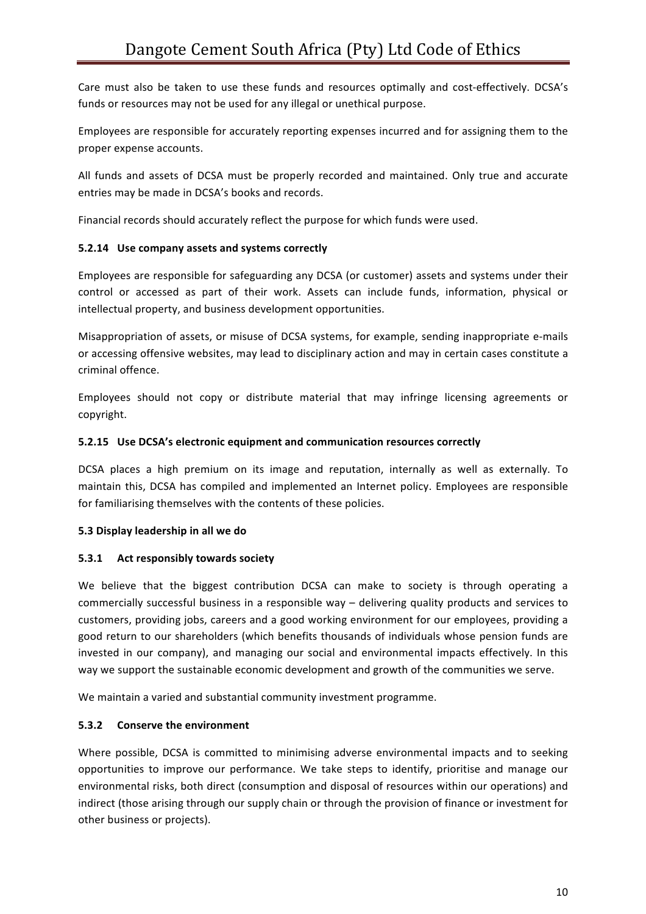Care must also be taken to use these funds and resources optimally and cost-effectively. DCSA's funds or resources may not be used for any illegal or unethical purpose.

Employees are responsible for accurately reporting expenses incurred and for assigning them to the proper expense accounts.

All funds and assets of DCSA must be properly recorded and maintained. Only true and accurate entries may be made in DCSA's books and records.

Financial records should accurately reflect the purpose for which funds were used.

#### 5.2.14 Use company assets and systems correctly

Employees are responsible for safeguarding any DCSA (or customer) assets and systems under their control or accessed as part of their work. Assets can include funds, information, physical or intellectual property, and business development opportunities.

Misappropriation of assets, or misuse of DCSA systems, for example, sending inappropriate e-mails or accessing offensive websites, may lead to disciplinary action and may in certain cases constitute a criminal offence.

Employees should not copy or distribute material that may infringe licensing agreements or copyright.

#### 5.2.15 Use DCSA's electronic equipment and communication resources correctly

DCSA places a high premium on its image and reputation, internally as well as externally. To maintain this, DCSA has compiled and implemented an Internet policy. Employees are responsible for familiarising themselves with the contents of these policies.

### 5.3 Display leadership in all we do

#### 5.3.1 Act responsibly towards society

We believe that the biggest contribution DCSA can make to society is through operating a commercially successful business in a responsible way – delivering quality products and services to customers, providing jobs, careers and a good working environment for our employees, providing a good return to our shareholders (which benefits thousands of individuals whose pension funds are invested in our company), and managing our social and environmental impacts effectively. In this way we support the sustainable economic development and growth of the communities we serve.

We maintain a varied and substantial community investment programme.

#### 5.3.2 Conserve the environment

Where possible, DCSA is committed to minimising adverse environmental impacts and to seeking opportunities to improve our performance. We take steps to identify, prioritise and manage our environmental risks, both direct (consumption and disposal of resources within our operations) and indirect (those arising through our supply chain or through the provision of finance or investment for other business or projects).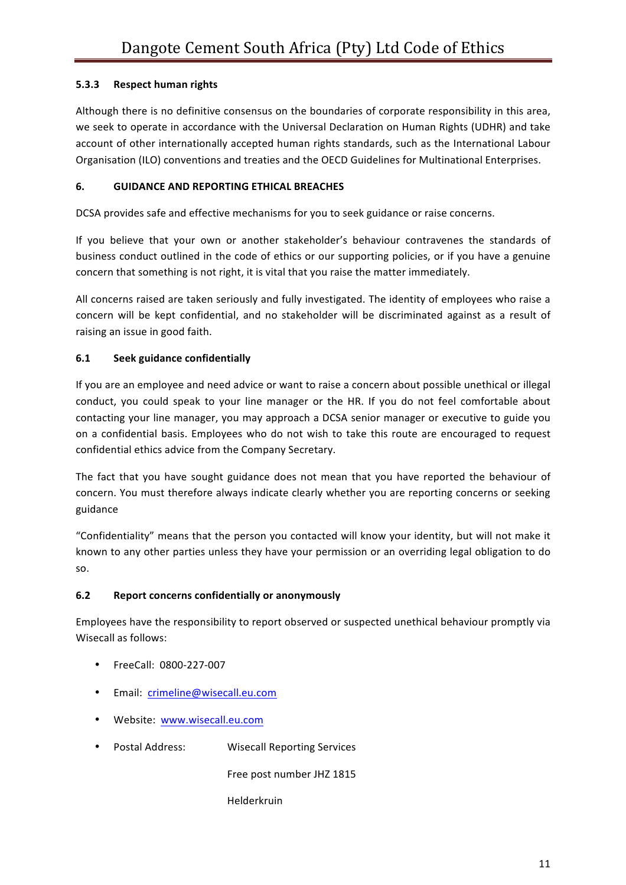#### 5.3.3 Respect human rights

Although there is no definitive consensus on the boundaries of corporate responsibility in this area, we seek to operate in accordance with the Universal Declaration on Human Rights (UDHR) and take account of other internationally accepted human rights standards, such as the International Labour Organisation (ILO) conventions and treaties and the OECD Guidelines for Multinational Enterprises.

## 6. GUIDANCE AND REPORTING ETHICAL BREACHES

DCSA provides safe and effective mechanisms for you to seek guidance or raise concerns.

If you believe that your own or another stakeholder's behaviour contravenes the standards of business conduct outlined in the code of ethics or our supporting policies, or if you have a genuine concern that something is not right, it is vital that you raise the matter immediately.

All concerns raised are taken seriously and fully investigated. The identity of employees who raise a concern will be kept confidential, and no stakeholder will be discriminated against as a result of raising an issue in good faith.

### 6.1 Seek guidance confidentially

If you are an employee and need advice or want to raise a concern about possible unethical or illegal conduct, you could speak to your line manager or the HR. If you do not feel comfortable about contacting your line manager, you may approach a DCSA senior manager or executive to guide you on a confidential basis. Employees who do not wish to take this route are encouraged to request confidential ethics advice from the Company Secretary.

The fact that you have sought guidance does not mean that you have reported the behaviour of concern. You must therefore always indicate clearly whether you are reporting concerns or seeking guidance

"Confidentiality" means that the person you contacted will know your identity, but will not make it known to any other parties unless they have your permission or an overriding legal obligation to do so.

### 6.2 Report concerns confidentially or anonymously

Employees have the responsibility to report observed or suspected unethical behaviour promptly via Wisecall as follows:

- FreeCall: 0800-227-007
- Email: crimeline@wisecall.eu.com
- Website: www.wisecall.eu.com
- Postal Address: Wisecall Reporting Services
  Free post number JHZ 1815
  Helderkruin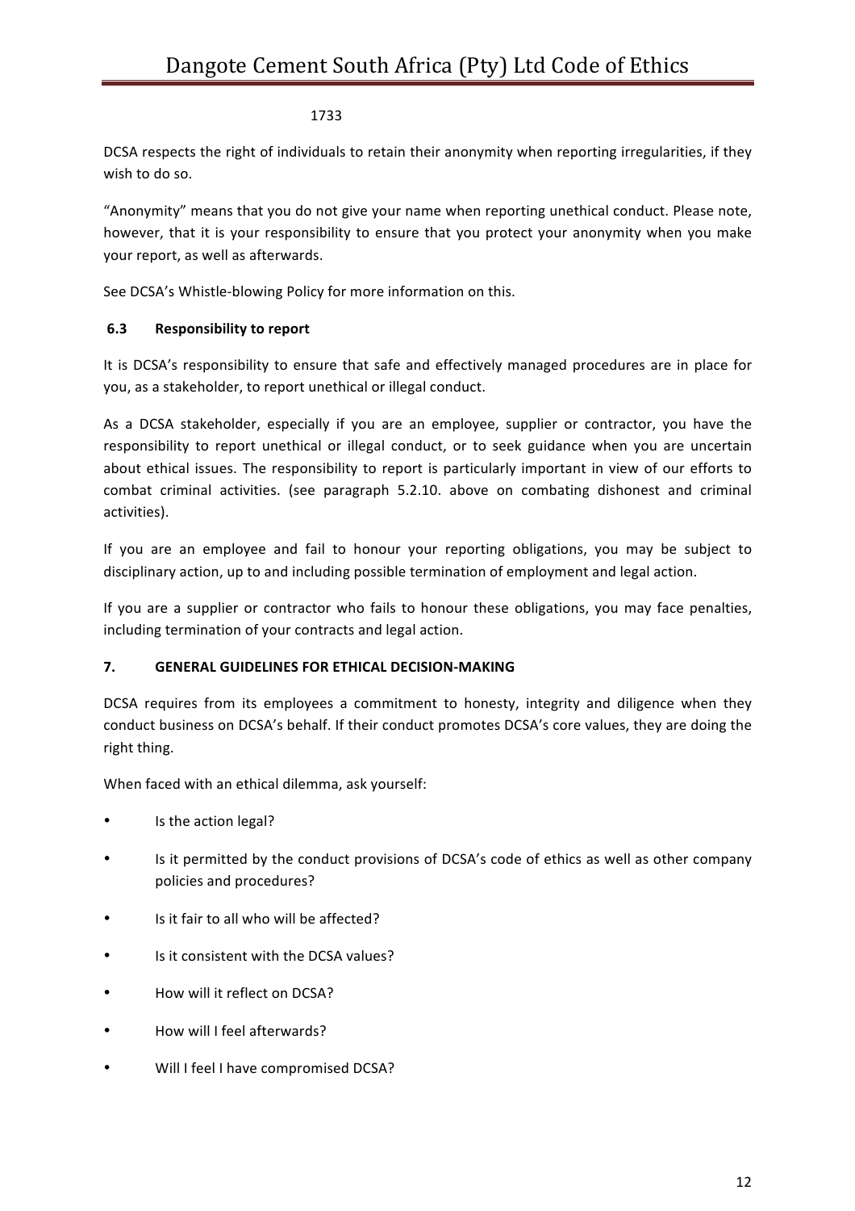1733

DCSA respects the right of individuals to retain their anonymity when reporting irregularities, if they wish to do so.

"Anonymity" means that you do not give your name when reporting unethical conduct. Please note, however, that it is your responsibility to ensure that you protect your anonymity when you make your report, as well as afterwards.

See DCSA's Whistle-blowing Policy for more information on this.

### 6.3 Responsibility to report

It is DCSA's responsibility to ensure that safe and effectively managed procedures are in place for you, as a stakeholder, to report unethical or illegal conduct.

As a DCSA stakeholder, especially if you are an employee, supplier or contractor, you have the responsibility to report unethical or illegal conduct, or to seek guidance when you are uncertain about ethical issues. The responsibility to report is particularly important in view of our efforts to combat criminal activities. (see paragraph 5.2.10. above on combating dishonest and criminal activities).

If you are an employee and fail to honour your reporting obligations, you may be subject to disciplinary action, up to and including possible termination of employment and legal action.

If you are a supplier or contractor who fails to honour these obligations, you may face penalties, including termination of your contracts and legal action.

## 7. GENERAL GUIDELINES FOR ETHICAL DECISION-MAKING

DCSA requires from its employees a commitment to honesty, integrity and diligence when they conduct business on DCSA's behalf. If their conduct promotes DCSA's core values, they are doing the right thing.

When faced with an ethical dilemma, ask yourself:

- Is the action legal?
- Is it permitted by the conduct provisions of DCSA's code of ethics as well as other company policies and procedures?
- Is it fair to all who will be affected?
- Is it consistent with the DCSA values?
- How will it reflect on DCSA?
- How will I feel afterwards?
- Will I feel I have compromised DCSA?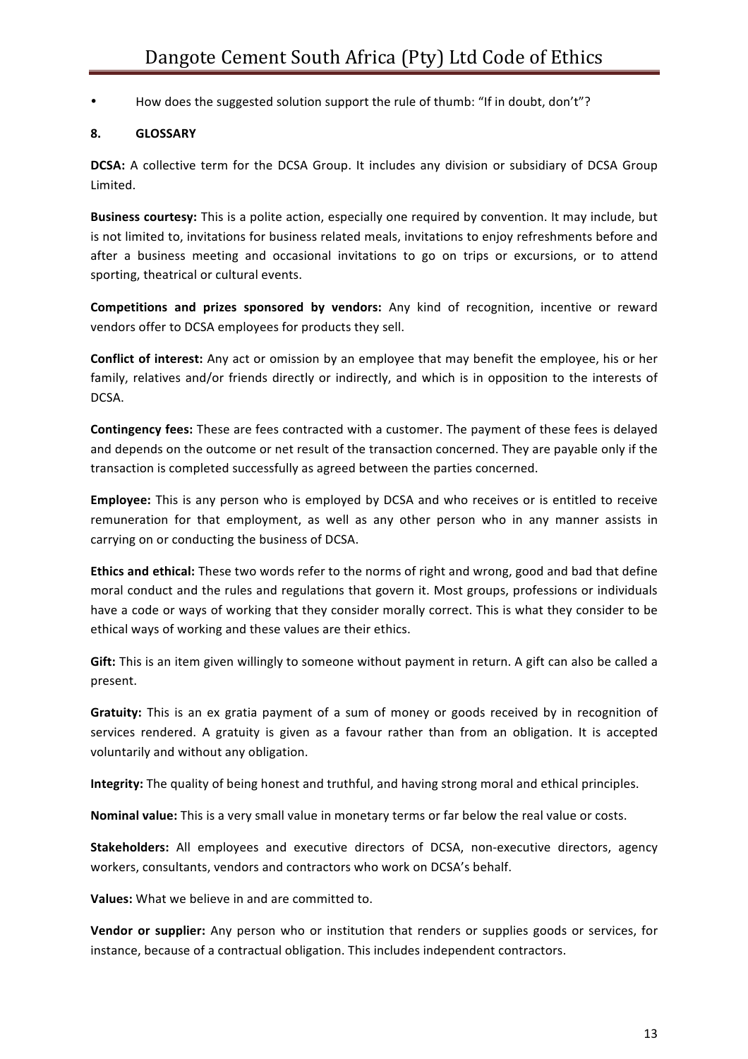- How does the suggested solution support the rule of thumb: "If in doubt, don't"?

## 8. GLOSSARY

**DCSA:** A collective term for the DCSA Group. It includes any division or subsidiary of DCSA Group Limited.

**Business courtesy:** This is a polite action, especially one required by convention. It may include, but is not limited to, invitations for business related meals, invitations to enjoy refreshments before and after a business meeting and occasional invitations to go on trips or excursions, or to attend sporting, theatrical or cultural events.

**Competitions and prizes sponsored by vendors:** Any kind of recognition, incentive or reward vendors offer to DCSA employees for products they sell.

**Conflict of interest:** Any act or omission by an employee that may benefit the employee, his or her family, relatives and/or friends directly or indirectly, and which is in opposition to the interests of DCSA.

**Contingency fees:** These are fees contracted with a customer. The payment of these fees is delayed and depends on the outcome or net result of the transaction concerned. They are payable only if the transaction is completed successfully as agreed between the parties concerned.

**Employee:** This is any person who is employed by DCSA and who receives or is entitled to receive remuneration for that employment, as well as any other person who in any manner assists in carrying on or conducting the business of DCSA.

**Ethics and ethical:** These two words refer to the norms of right and wrong, good and bad that define moral conduct and the rules and regulations that govern it. Most groups, professions or individuals have a code or ways of working that they consider morally correct. This is what they consider to be ethical ways of working and these values are their ethics.

**Gift:** This is an item given willingly to someone without payment in return. A gift can also be called a present.

**Gratuity:** This is an ex gratia payment of a sum of money or goods received by in recognition of services rendered. A gratuity is given as a favour rather than from an obligation. It is accepted voluntarily and without any obligation.

**Integrity:** The quality of being honest and truthful, and having strong moral and ethical principles.

**Nominal value:** This is a very small value in monetary terms or far below the real value or costs.

**Stakeholders:** All employees and executive directors of DCSA, non-executive directors, agency workers, consultants, vendors and contractors who work on DCSA's behalf.

**Values:** What we believe in and are committed to.

**Vendor or supplier:** Any person who or institution that renders or supplies goods or services, for instance, because of a contractual obligation. This includes independent contractors.